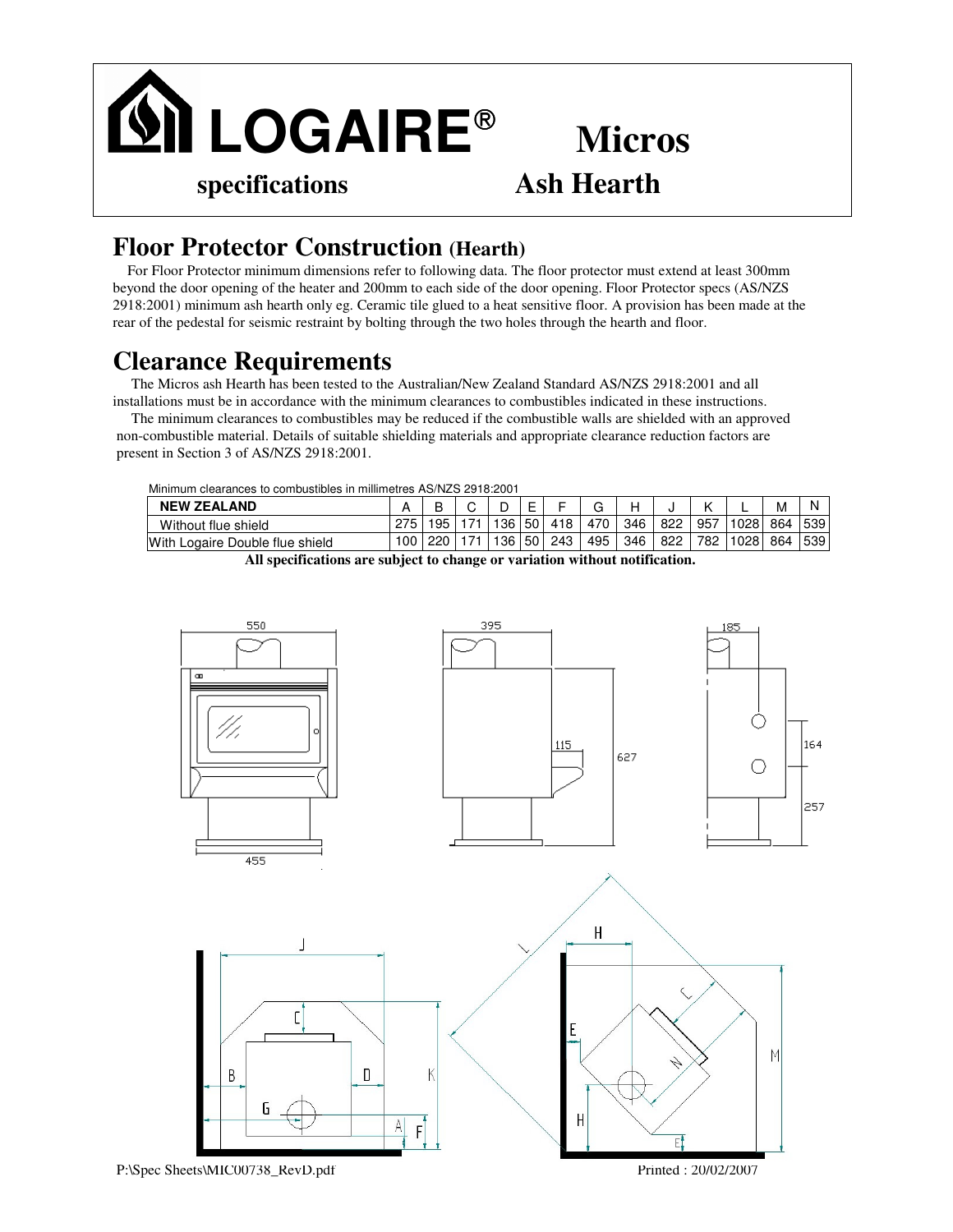# LOGAIRE® Micros

## specifications Ash Hearth

## Floor Protector Construction (Hearth)

For Floor Protector minimum dimensions refer to following data. The floor protector must extend at least 300mm beyond the door opening of the heater and 200mm to each side of the door opening. Floor Protector specs (AS/NZS 2918:2001) minimum ash hearth only eg. Ceramic tile glued to a heat sensitive floor. A provision has been made at the rear of the pedestal for seismic restraint by bolting through the two holes through the hearth and floor.

## Clearance Requirements

The Micros ash Hearth has been tested to the Australian/New Zealand Standard AS/NZS 2918:2001 and all installations must be in accordance with the minimum clearances to combustibles indicated in these instructions.

The minimum clearances to combustibles may be reduced if the combustible walls are shielded with an approved non-combustible material. Details of suitable shielding materials and appropriate clearance reduction factors are present in Section 3 of AS/NZS 2918:2001.

Minimum clearances to combustibles in millimetres AS/NZS 2918:2001

| NEW ZEALAND | A | B | C | D | E | F | G | H | J | K | L | M | N |
|---|---|---|---|---|---|---|---|---|---|---|---|---|---|
| Without flue shield | 275 | 195 | 171 | 136 | 50 | 418 | 470 | 346 | 822 | 957 | 1028 | 864 | 539 |
| With Logaire Double flue shield | 100 | 220 | 171 | 136 | 50 | 243 | 495 | 346 | 822 | 782 | 1028 | 864 | 539 |

**All specifications are subject to change or variation without notification.**

550 395 185

115 627 164 257

455

J C B D K G A F

L H C E M N H E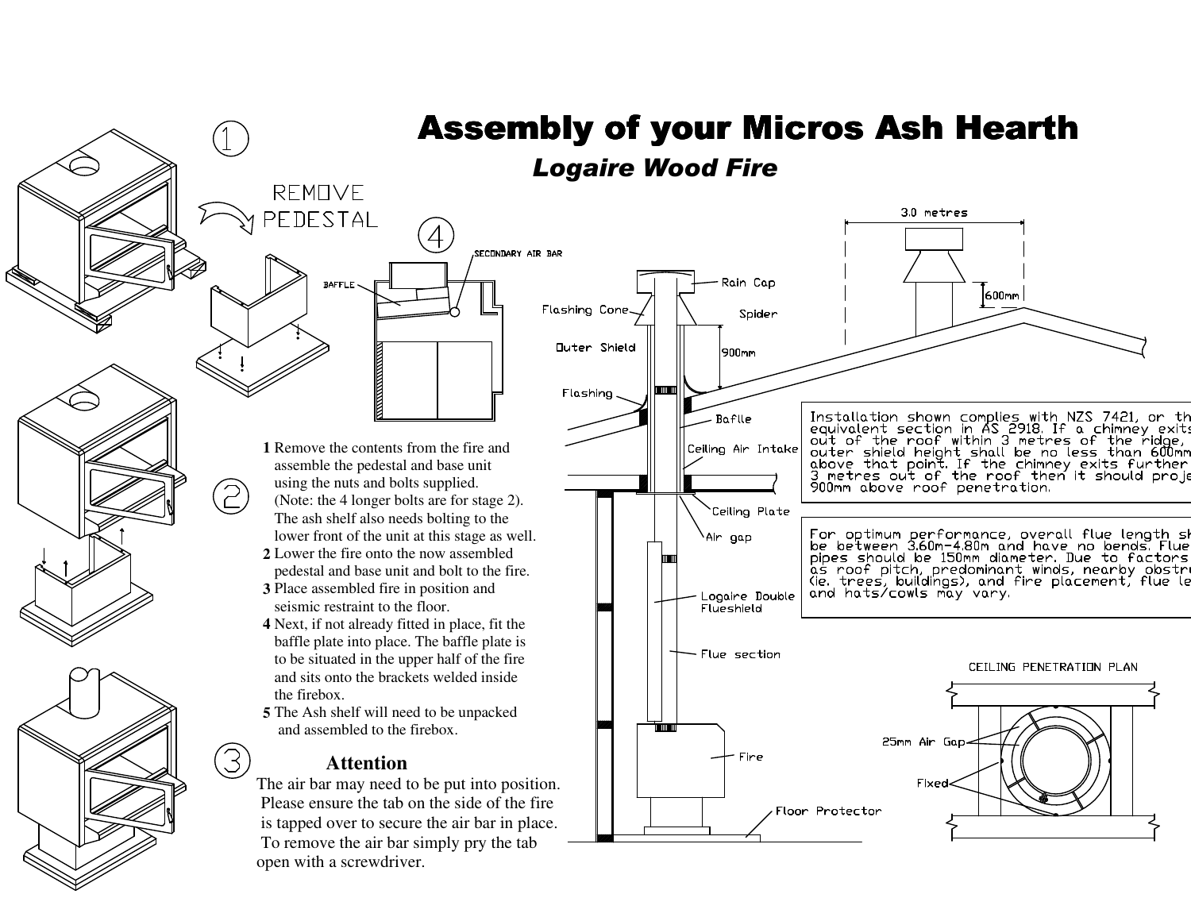# Assembly of your Micros Ash Hearth

*Logaire Wood Fire*

REMOVE PEDESTAL

1. Remove the contents from the fire and assemble the pedestal and base unit using the nuts and bolts supplied. (Note: the 4 longer bolts are for stage 2). The ash shelf also needs bolting to the lower front of the unit at this stage as well.
2. Lower the fire onto the now assembled pedestal and base unit and bolt to the fire.
3. Place assembled fire in position and seismic restraint to the floor.
4. Next, if not already fitted in place, fit the baffle plate into place. The baffle plate is to be situated in the upper half of the fire and sits onto the brackets welded inside the firebox.
5. The Ash shelf will need to be unpacked and assembled to the firebox.

**Attention**

The air bar may need to be put into position. Please ensure the tab on the side of the fire is tapped over to secure the air bar in place. To remove the air bar simply pry the tab open with a screwdriver.

SECONDARY AIR BAR

BAFFLE

3.0 metres

600mm

Rain Cap

Flashing Cone

Spider

Outer Shield

900mm

Flashing

Baflle

Ceiling Air Intake

Ceiling Plate

Air gap

Logaire Double Flueshield

Flue section

Fire

Floor Protector

Installation shown complies with NZS 7421, or th equivalent section in AS 2918. If a chimney exits out of the roof within 3 metres of the ridge, outer shield height shall be no less than 600mm above that point. If the chimney exits further 3 metres out of the roof then it should proje 900mm above roof penetration.

For optimum performance, overall flue length sh be between 3.60m-4.80m and have no bends. Flue pipes should be 150mm diameter. Due to factors as roof pitch, predominant winds, nearby obstru (ie. trees, buildings), and fire placement, flue le and hats/cowls may vary.

CEILING PENETRATION PLAN

25mm Air Gap

Fixed